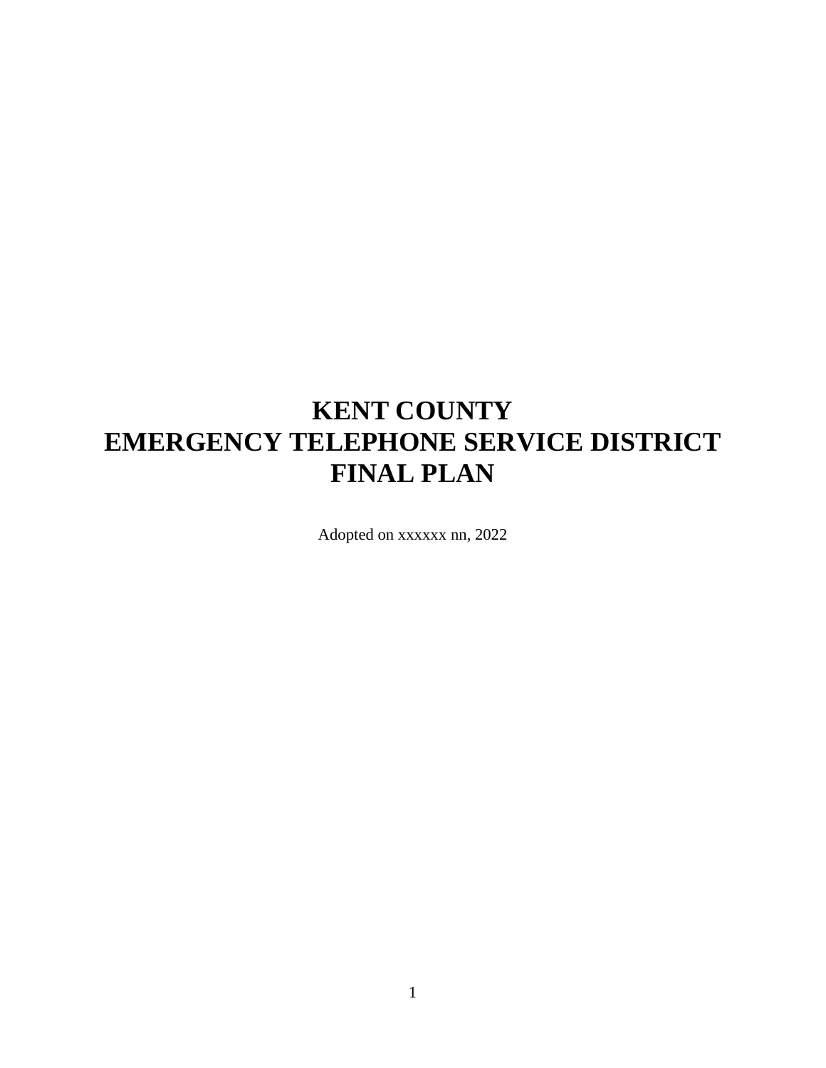# KENT COUNTY
# EMERGENCY TELEPHONE SERVICE DISTRICT
# FINAL PLAN

Adopted on xxxxxx nn, 2022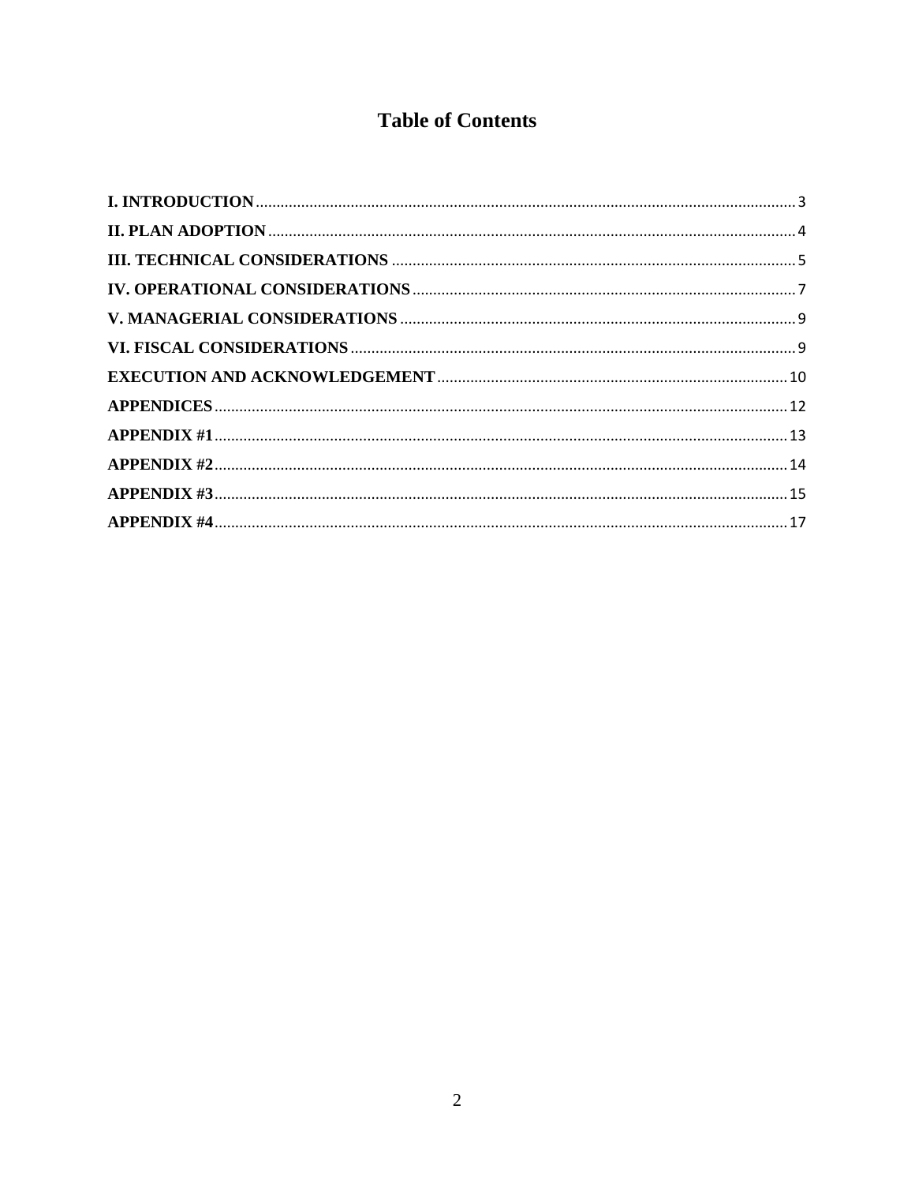# Table of Contents

**I. INTRODUCTION** .......... 3
**II. PLAN ADOPTION** .......... 4
**III. TECHNICAL CONSIDERATIONS** .......... 5
**IV. OPERATIONAL CONSIDERATIONS** .......... 7
**V. MANAGERIAL CONSIDERATIONS** .......... 9
**VI. FISCAL CONSIDERATIONS** .......... 9
**EXECUTION AND ACKNOWLEDGEMENT** .......... 10
**APPENDICES** .......... 12
**APPENDIX #1** .......... 13
**APPENDIX #2** .......... 14
**APPENDIX #3** .......... 15
**APPENDIX #4** .......... 17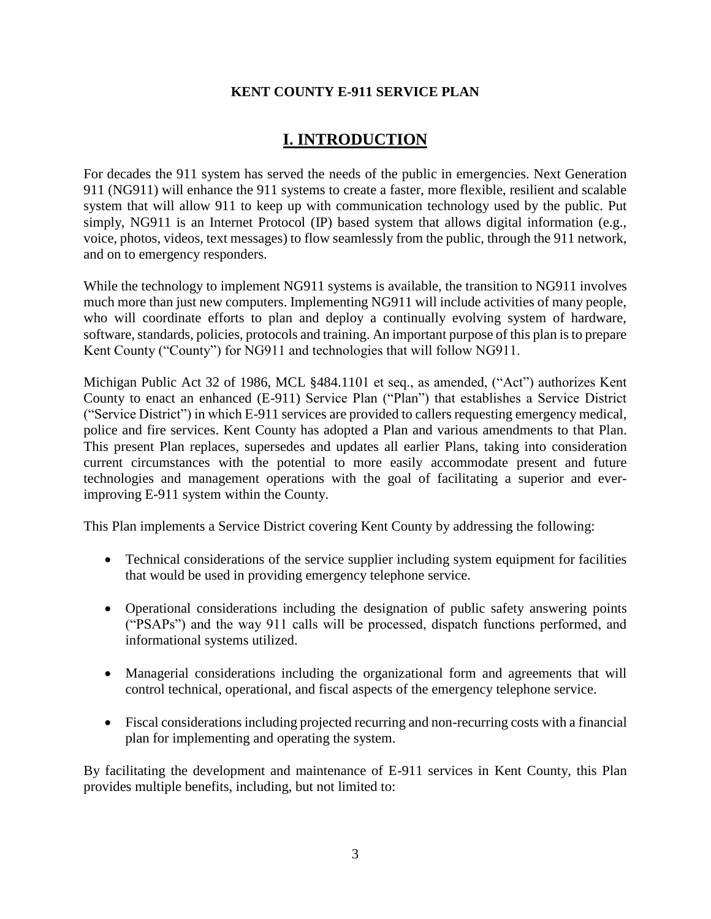**KENT COUNTY E-911 SERVICE PLAN**

# I. INTRODUCTION

For decades the 911 system has served the needs of the public in emergencies. Next Generation 911 (NG911) will enhance the 911 systems to create a faster, more flexible, resilient and scalable system that will allow 911 to keep up with communication technology used by the public. Put simply, NG911 is an Internet Protocol (IP) based system that allows digital information (e.g., voice, photos, videos, text messages) to flow seamlessly from the public, through the 911 network, and on to emergency responders.

While the technology to implement NG911 systems is available, the transition to NG911 involves much more than just new computers. Implementing NG911 will include activities of many people, who will coordinate efforts to plan and deploy a continually evolving system of hardware, software, standards, policies, protocols and training. An important purpose of this plan is to prepare Kent County ("County") for NG911 and technologies that will follow NG911.

Michigan Public Act 32 of 1986, MCL §484.1101 et seq., as amended, ("Act") authorizes Kent County to enact an enhanced (E-911) Service Plan ("Plan") that establishes a Service District ("Service District") in which E-911 services are provided to callers requesting emergency medical, police and fire services. Kent County has adopted a Plan and various amendments to that Plan. This present Plan replaces, supersedes and updates all earlier Plans, taking into consideration current circumstances with the potential to more easily accommodate present and future technologies and management operations with the goal of facilitating a superior and ever-improving E-911 system within the County.

This Plan implements a Service District covering Kent County by addressing the following:

- Technical considerations of the service supplier including system equipment for facilities that would be used in providing emergency telephone service.
- Operational considerations including the designation of public safety answering points ("PSAPs") and the way 911 calls will be processed, dispatch functions performed, and informational systems utilized.
- Managerial considerations including the organizational form and agreements that will control technical, operational, and fiscal aspects of the emergency telephone service.
- Fiscal considerations including projected recurring and non-recurring costs with a financial plan for implementing and operating the system.

By facilitating the development and maintenance of E-911 services in Kent County, this Plan provides multiple benefits, including, but not limited to: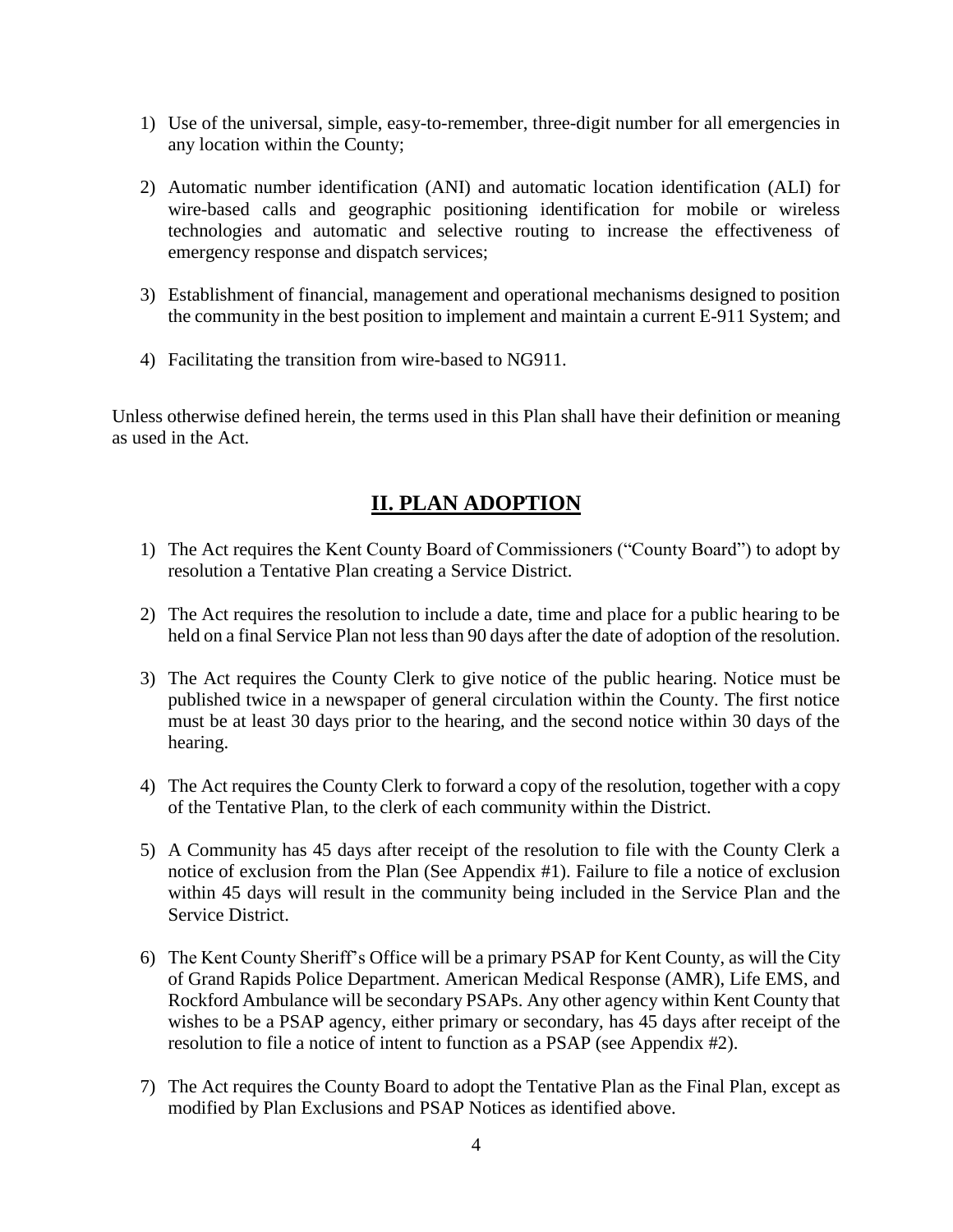1) Use of the universal, simple, easy-to-remember, three-digit number for all emergencies in any location within the County;

2) Automatic number identification (ANI) and automatic location identification (ALI) for wire-based calls and geographic positioning identification for mobile or wireless technologies and automatic and selective routing to increase the effectiveness of emergency response and dispatch services;

3) Establishment of financial, management and operational mechanisms designed to position the community in the best position to implement and maintain a current E-911 System; and

4) Facilitating the transition from wire-based to NG911.

Unless otherwise defined herein, the terms used in this Plan shall have their definition or meaning as used in the Act.

## II. PLAN ADOPTION

1) The Act requires the Kent County Board of Commissioners ("County Board") to adopt by resolution a Tentative Plan creating a Service District.

2) The Act requires the resolution to include a date, time and place for a public hearing to be held on a final Service Plan not less than 90 days after the date of adoption of the resolution.

3) The Act requires the County Clerk to give notice of the public hearing. Notice must be published twice in a newspaper of general circulation within the County. The first notice must be at least 30 days prior to the hearing, and the second notice within 30 days of the hearing.

4) The Act requires the County Clerk to forward a copy of the resolution, together with a copy of the Tentative Plan, to the clerk of each community within the District.

5) A Community has 45 days after receipt of the resolution to file with the County Clerk a notice of exclusion from the Plan (See Appendix #1). Failure to file a notice of exclusion within 45 days will result in the community being included in the Service Plan and the Service District.

6) The Kent County Sheriff's Office will be a primary PSAP for Kent County, as will the City of Grand Rapids Police Department. American Medical Response (AMR), Life EMS, and Rockford Ambulance will be secondary PSAPs. Any other agency within Kent County that wishes to be a PSAP agency, either primary or secondary, has 45 days after receipt of the resolution to file a notice of intent to function as a PSAP (see Appendix #2).

7) The Act requires the County Board to adopt the Tentative Plan as the Final Plan, except as modified by Plan Exclusions and PSAP Notices as identified above.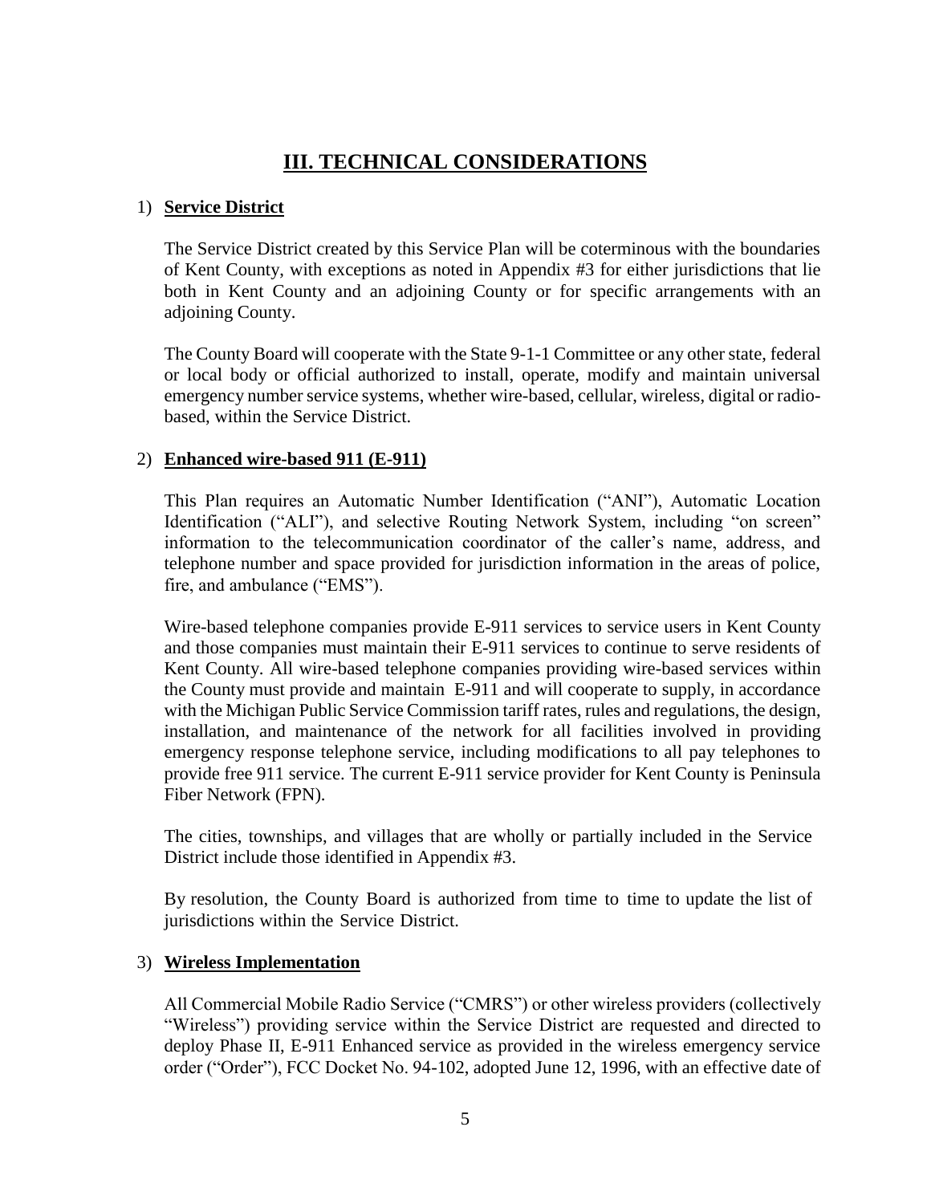# III. TECHNICAL CONSIDERATIONS

1) **Service District**

   The Service District created by this Service Plan will be coterminous with the boundaries of Kent County, with exceptions as noted in Appendix #3 for either jurisdictions that lie both in Kent County and an adjoining County or for specific arrangements with an adjoining County.

   The County Board will cooperate with the State 9-1-1 Committee or any other state, federal or local body or official authorized to install, operate, modify and maintain universal emergency number service systems, whether wire-based, cellular, wireless, digital or radio-based, within the Service District.

2) **Enhanced wire-based 911 (E-911)**

   This Plan requires an Automatic Number Identification ("ANI"), Automatic Location Identification ("ALI"), and selective Routing Network System, including "on screen" information to the telecommunication coordinator of the caller's name, address, and telephone number and space provided for jurisdiction information in the areas of police, fire, and ambulance ("EMS").

   Wire-based telephone companies provide E-911 services to service users in Kent County and those companies must maintain their E-911 services to continue to serve residents of Kent County. All wire-based telephone companies providing wire-based services within the County must provide and maintain E-911 and will cooperate to supply, in accordance with the Michigan Public Service Commission tariff rates, rules and regulations, the design, installation, and maintenance of the network for all facilities involved in providing emergency response telephone service, including modifications to all pay telephones to provide free 911 service. The current E-911 service provider for Kent County is Peninsula Fiber Network (FPN).

   The cities, townships, and villages that are wholly or partially included in the Service District include those identified in Appendix #3.

   By resolution, the County Board is authorized from time to time to update the list of jurisdictions within the Service District.

3) **Wireless Implementation**

   All Commercial Mobile Radio Service ("CMRS") or other wireless providers (collectively "Wireless") providing service within the Service District are requested and directed to deploy Phase II, E-911 Enhanced service as provided in the wireless emergency service order ("Order"), FCC Docket No. 94-102, adopted June 12, 1996, with an effective date of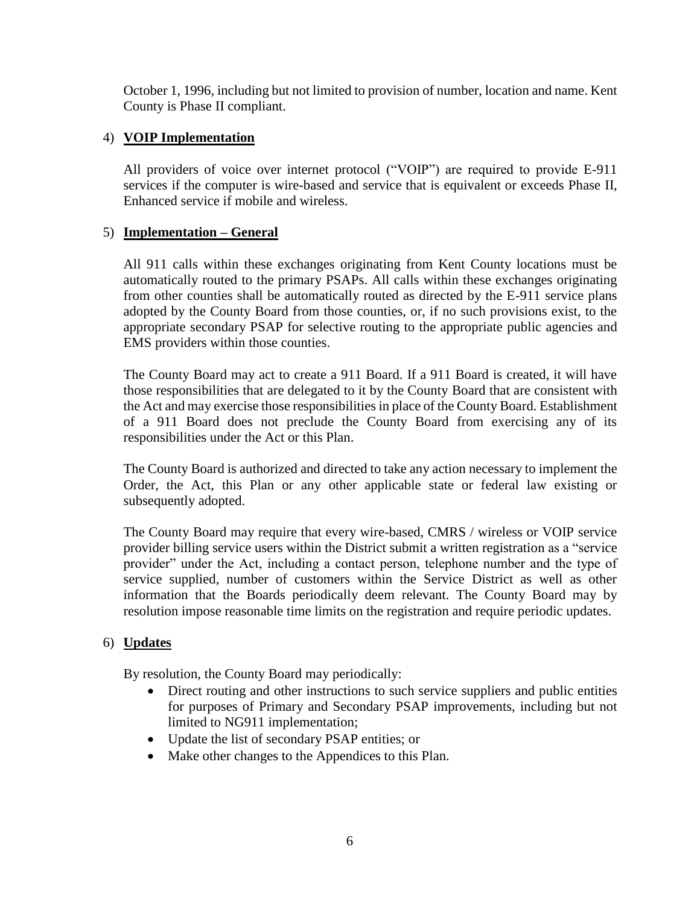October 1, 1996, including but not limited to provision of number, location and name. Kent County is Phase II compliant.

4) **VOIP Implementation**

All providers of voice over internet protocol ("VOIP") are required to provide E-911 services if the computer is wire-based and service that is equivalent or exceeds Phase II, Enhanced service if mobile and wireless.

5) **Implementation – General**

All 911 calls within these exchanges originating from Kent County locations must be automatically routed to the primary PSAPs. All calls within these exchanges originating from other counties shall be automatically routed as directed by the E-911 service plans adopted by the County Board from those counties, or, if no such provisions exist, to the appropriate secondary PSAP for selective routing to the appropriate public agencies and EMS providers within those counties.

The County Board may act to create a 911 Board. If a 911 Board is created, it will have those responsibilities that are delegated to it by the County Board that are consistent with the Act and may exercise those responsibilities in place of the County Board. Establishment of a 911 Board does not preclude the County Board from exercising any of its responsibilities under the Act or this Plan.

The County Board is authorized and directed to take any action necessary to implement the Order, the Act, this Plan or any other applicable state or federal law existing or subsequently adopted.

The County Board may require that every wire-based, CMRS / wireless or VOIP service provider billing service users within the District submit a written registration as a "service provider" under the Act, including a contact person, telephone number and the type of service supplied, number of customers within the Service District as well as other information that the Boards periodically deem relevant. The County Board may by resolution impose reasonable time limits on the registration and require periodic updates.

6) **Updates**

By resolution, the County Board may periodically:

- Direct routing and other instructions to such service suppliers and public entities for purposes of Primary and Secondary PSAP improvements, including but not limited to NG911 implementation;
- Update the list of secondary PSAP entities; or
- Make other changes to the Appendices to this Plan.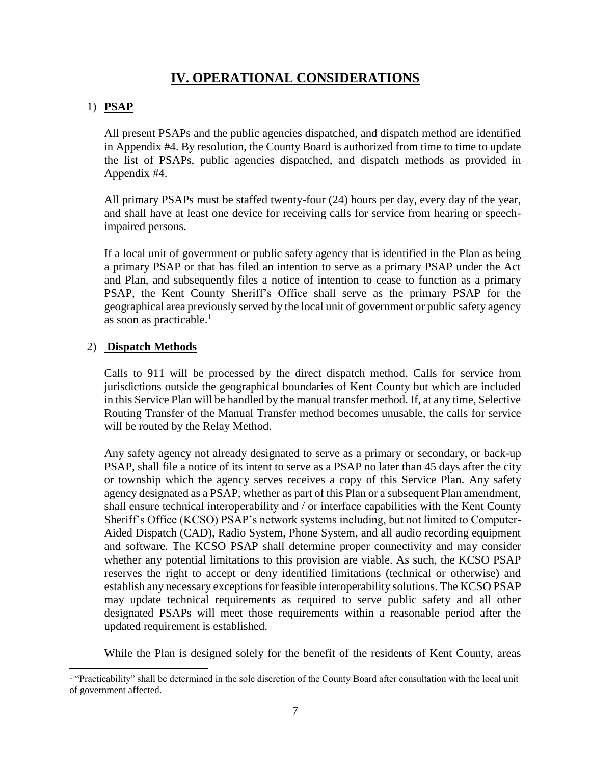# IV. OPERATIONAL CONSIDERATIONS

1) **PSAP**

All present PSAPs and the public agencies dispatched, and dispatch method are identified in Appendix #4. By resolution, the County Board is authorized from time to time to update the list of PSAPs, public agencies dispatched, and dispatch methods as provided in Appendix #4.

All primary PSAPs must be staffed twenty-four (24) hours per day, every day of the year, and shall have at least one device for receiving calls for service from hearing or speech-impaired persons.

If a local unit of government or public safety agency that is identified in the Plan as being a primary PSAP or that has filed an intention to serve as a primary PSAP under the Act and Plan, and subsequently files a notice of intention to cease to function as a primary PSAP, the Kent County Sheriff's Office shall serve as the primary PSAP for the geographical area previously served by the local unit of government or public safety agency as soon as practicable.[1]

2) **Dispatch Methods**

Calls to 911 will be processed by the direct dispatch method. Calls for service from jurisdictions outside the geographical boundaries of Kent County but which are included in this Service Plan will be handled by the manual transfer method. If, at any time, Selective Routing Transfer of the Manual Transfer method becomes unusable, the calls for service will be routed by the Relay Method.

Any safety agency not already designated to serve as a primary or secondary, or back-up PSAP, shall file a notice of its intent to serve as a PSAP no later than 45 days after the city or township which the agency serves receives a copy of this Service Plan. Any safety agency designated as a PSAP, whether as part of this Plan or a subsequent Plan amendment, shall ensure technical interoperability and / or interface capabilities with the Kent County Sheriff's Office (KCSO) PSAP's network systems including, but not limited to Computer-Aided Dispatch (CAD), Radio System, Phone System, and all audio recording equipment and software. The KCSO PSAP shall determine proper connectivity and may consider whether any potential limitations to this provision are viable. As such, the KCSO PSAP reserves the right to accept or deny identified limitations (technical or otherwise) and establish any necessary exceptions for feasible interoperability solutions. The KCSO PSAP may update technical requirements as required to serve public safety and all other designated PSAPs will meet those requirements within a reasonable period after the updated requirement is established.

While the Plan is designed solely for the benefit of the residents of Kent County, areas

[1] "Practicability" shall be determined in the sole discretion of the County Board after consultation with the local unit of government affected.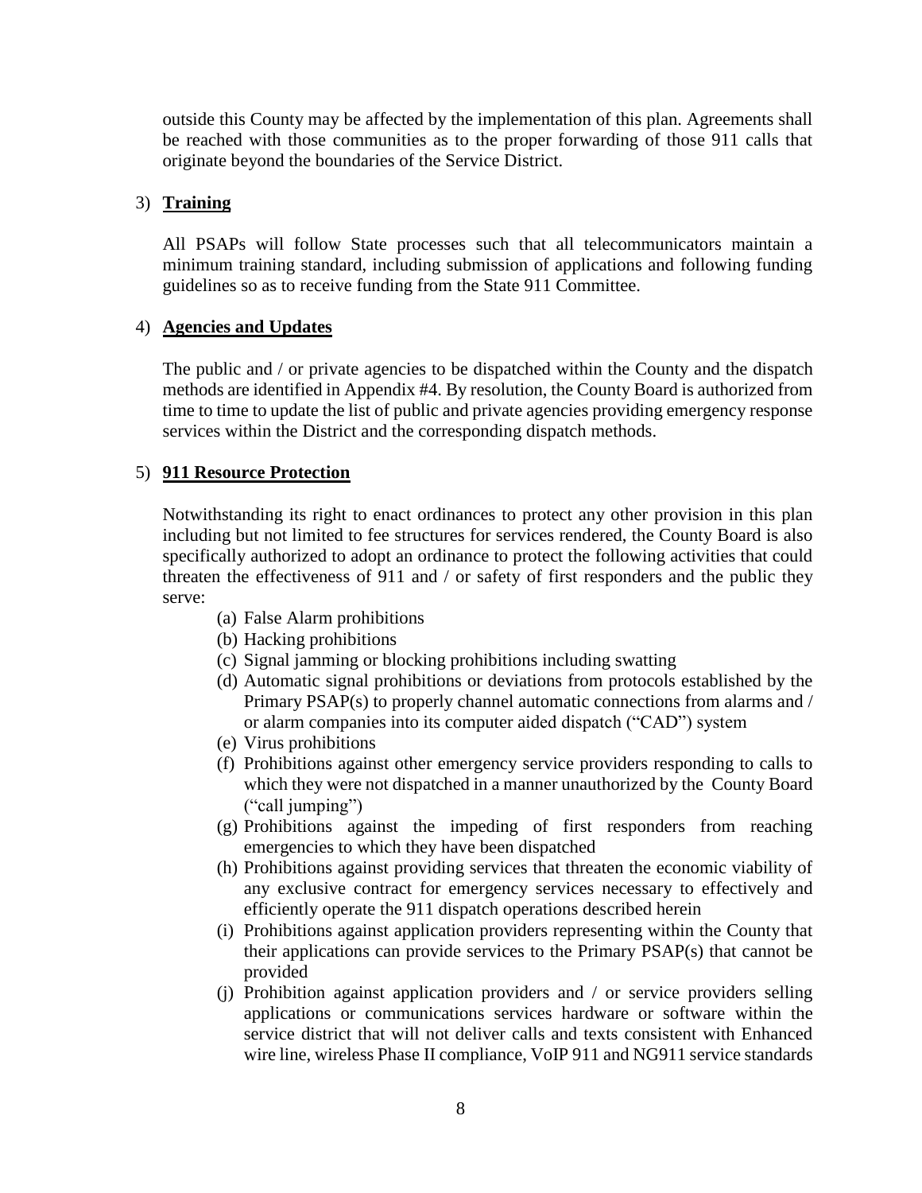outside this County may be affected by the implementation of this plan. Agreements shall be reached with those communities as to the proper forwarding of those 911 calls that originate beyond the boundaries of the Service District.

3) **Training**

All PSAPs will follow State processes such that all telecommunicators maintain a minimum training standard, including submission of applications and following funding guidelines so as to receive funding from the State 911 Committee.

4) **Agencies and Updates**

The public and / or private agencies to be dispatched within the County and the dispatch methods are identified in Appendix #4. By resolution, the County Board is authorized from time to time to update the list of public and private agencies providing emergency response services within the District and the corresponding dispatch methods.

5) **911 Resource Protection**

Notwithstanding its right to enact ordinances to protect any other provision in this plan including but not limited to fee structures for services rendered, the County Board is also specifically authorized to adopt an ordinance to protect the following activities that could threaten the effectiveness of 911 and / or safety of first responders and the public they serve:

(a) False Alarm prohibitions
(b) Hacking prohibitions
(c) Signal jamming or blocking prohibitions including swatting
(d) Automatic signal prohibitions or deviations from protocols established by the Primary PSAP(s) to properly channel automatic connections from alarms and / or alarm companies into its computer aided dispatch ("CAD") system
(e) Virus prohibitions
(f) Prohibitions against other emergency service providers responding to calls to which they were not dispatched in a manner unauthorized by the County Board ("call jumping")
(g) Prohibitions against the impeding of first responders from reaching emergencies to which they have been dispatched
(h) Prohibitions against providing services that threaten the economic viability of any exclusive contract for emergency services necessary to effectively and efficiently operate the 911 dispatch operations described herein
(i) Prohibitions against application providers representing within the County that their applications can provide services to the Primary PSAP(s) that cannot be provided
(j) Prohibition against application providers and / or service providers selling applications or communications services hardware or software within the service district that will not deliver calls and texts consistent with Enhanced wire line, wireless Phase II compliance, VoIP 911 and NG911 service standards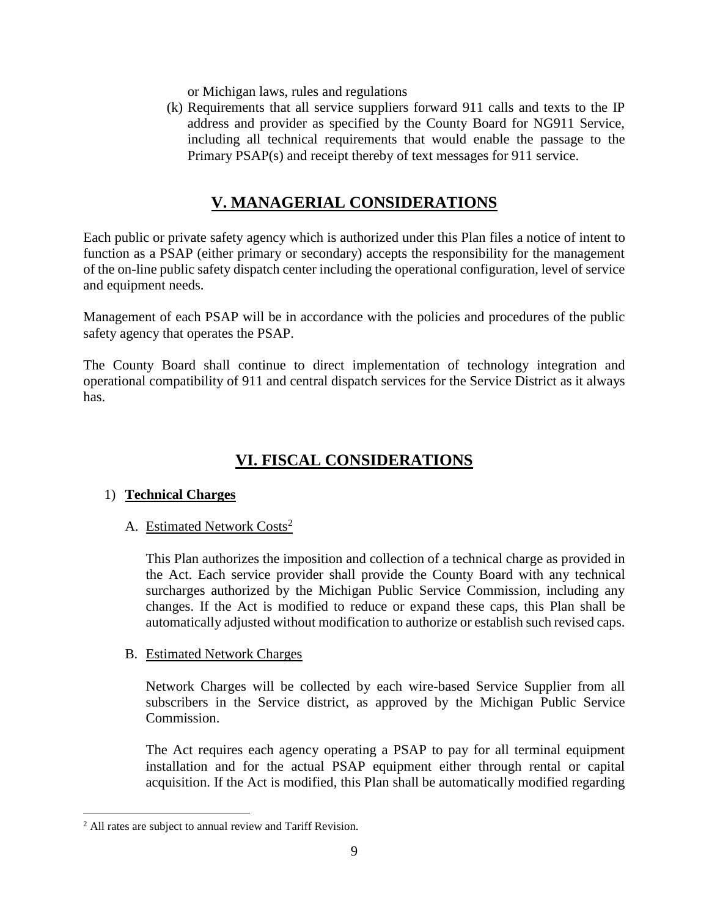or Michigan laws, rules and regulations

(k) Requirements that all service suppliers forward 911 calls and texts to the IP address and provider as specified by the County Board for NG911 Service, including all technical requirements that would enable the passage to the Primary PSAP(s) and receipt thereby of text messages for 911 service.

## V. MANAGERIAL CONSIDERATIONS

Each public or private safety agency which is authorized under this Plan files a notice of intent to function as a PSAP (either primary or secondary) accepts the responsibility for the management of the on-line public safety dispatch center including the operational configuration, level of service and equipment needs.

Management of each PSAP will be in accordance with the policies and procedures of the public safety agency that operates the PSAP.

The County Board shall continue to direct implementation of technology integration and operational compatibility of 911 and central dispatch services for the Service District as it always has.

## VI. FISCAL CONSIDERATIONS

1) **Technical Charges**

A. Estimated Network Costs[2]

This Plan authorizes the imposition and collection of a technical charge as provided in the Act. Each service provider shall provide the County Board with any technical surcharges authorized by the Michigan Public Service Commission, including any changes. If the Act is modified to reduce or expand these caps, this Plan shall be automatically adjusted without modification to authorize or establish such revised caps.

B. Estimated Network Charges

Network Charges will be collected by each wire-based Service Supplier from all subscribers in the Service district, as approved by the Michigan Public Service Commission.

The Act requires each agency operating a PSAP to pay for all terminal equipment installation and for the actual PSAP equipment either through rental or capital acquisition. If the Act is modified, this Plan shall be automatically modified regarding

[2] All rates are subject to annual review and Tariff Revision.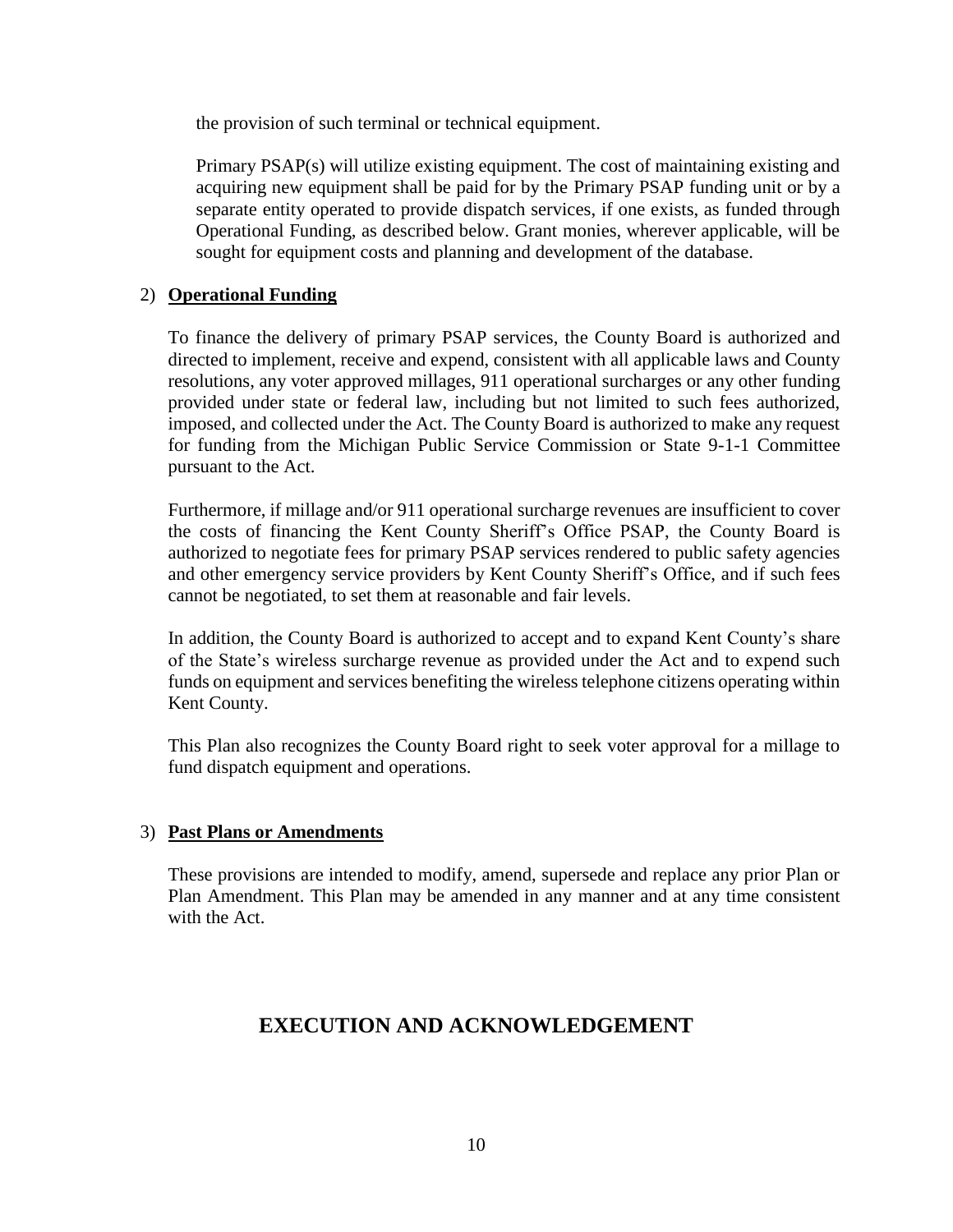the provision of such terminal or technical equipment.

Primary PSAP(s) will utilize existing equipment. The cost of maintaining existing and acquiring new equipment shall be paid for by the Primary PSAP funding unit or by a separate entity operated to provide dispatch services, if one exists, as funded through Operational Funding, as described below. Grant monies, wherever applicable, will be sought for equipment costs and planning and development of the database.

2) **Operational Funding**

To finance the delivery of primary PSAP services, the County Board is authorized and directed to implement, receive and expend, consistent with all applicable laws and County resolutions, any voter approved millages, 911 operational surcharges or any other funding provided under state or federal law, including but not limited to such fees authorized, imposed, and collected under the Act. The County Board is authorized to make any request for funding from the Michigan Public Service Commission or State 9-1-1 Committee pursuant to the Act.

Furthermore, if millage and/or 911 operational surcharge revenues are insufficient to cover the costs of financing the Kent County Sheriff's Office PSAP, the County Board is authorized to negotiate fees for primary PSAP services rendered to public safety agencies and other emergency service providers by Kent County Sheriff's Office, and if such fees cannot be negotiated, to set them at reasonable and fair levels.

In addition, the County Board is authorized to accept and to expand Kent County's share of the State's wireless surcharge revenue as provided under the Act and to expend such funds on equipment and services benefiting the wireless telephone citizens operating within Kent County.

This Plan also recognizes the County Board right to seek voter approval for a millage to fund dispatch equipment and operations.

3) **Past Plans or Amendments**

These provisions are intended to modify, amend, supersede and replace any prior Plan or Plan Amendment. This Plan may be amended in any manner and at any time consistent with the Act.

## EXECUTION AND ACKNOWLEDGEMENT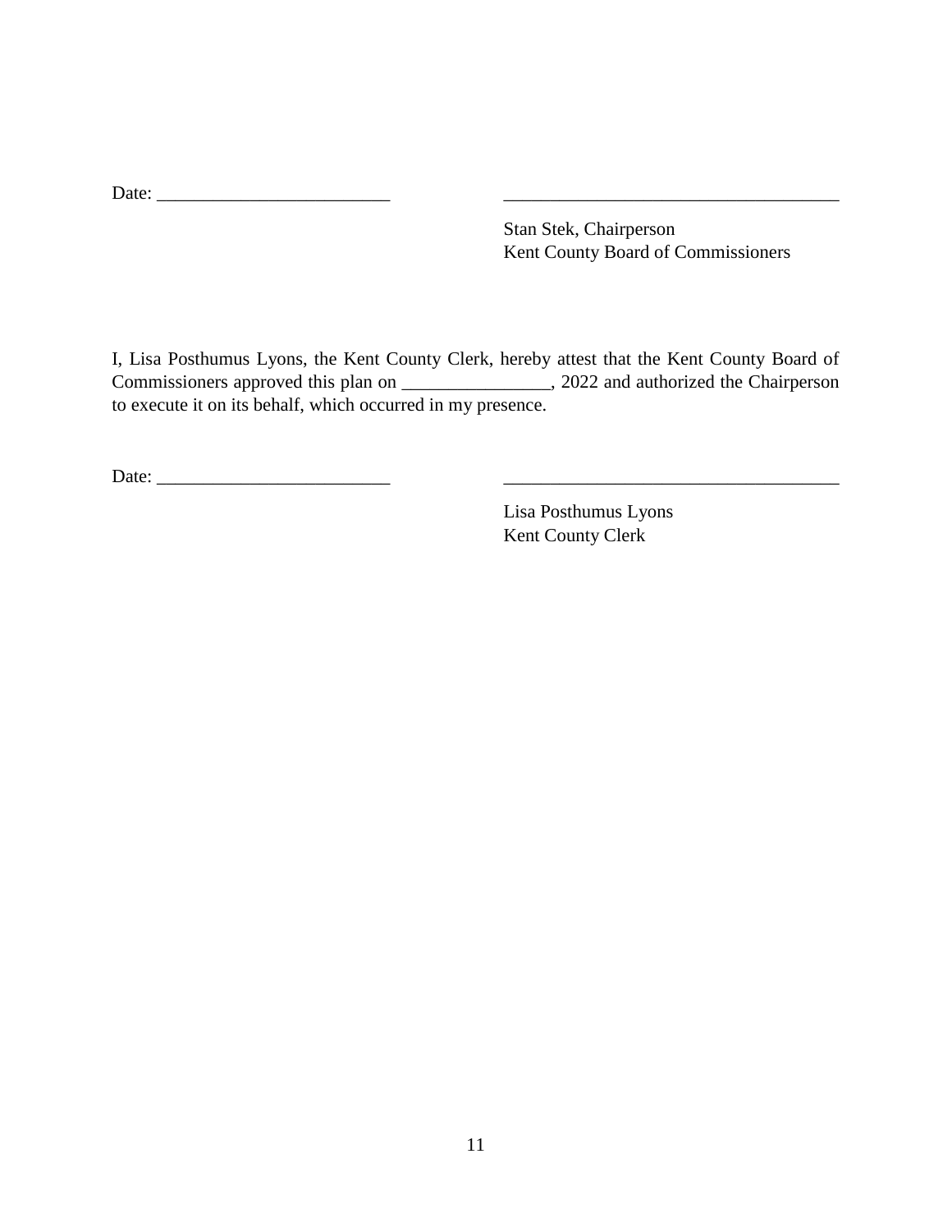Date: _________________________ ____________________________________

Stan Stek, Chairperson
Kent County Board of Commissioners

I, Lisa Posthumus Lyons, the Kent County Clerk, hereby attest that the Kent County Board of Commissioners approved this plan on ________________, 2022 and authorized the Chairperson to execute it on its behalf, which occurred in my presence.

Date: _________________________ ____________________________________

Lisa Posthumus Lyons
Kent County Clerk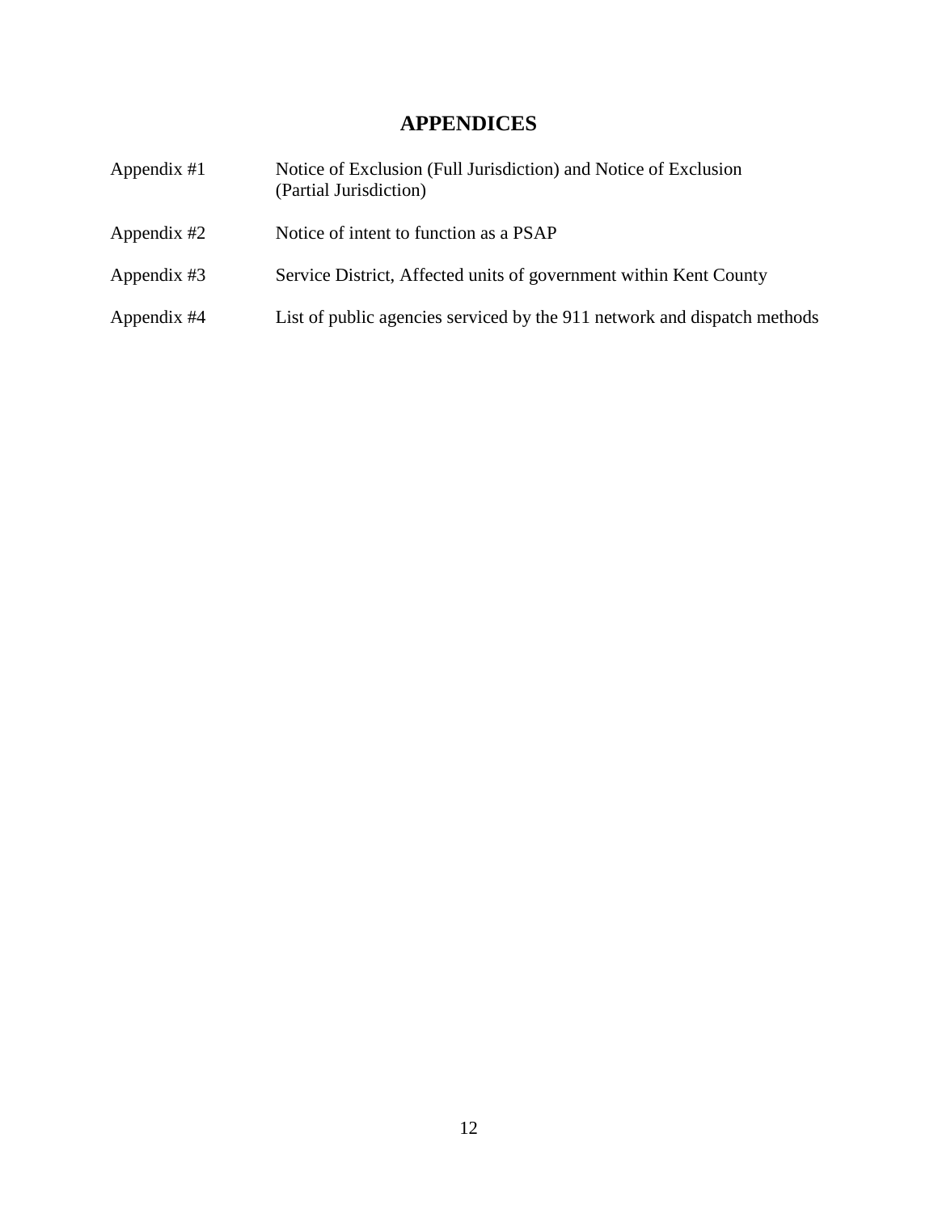# APPENDICES

| | |
|---|---|
| Appendix #1 | Notice of Exclusion (Full Jurisdiction) and Notice of Exclusion (Partial Jurisdiction) |
| Appendix #2 | Notice of intent to function as a PSAP |
| Appendix #3 | Service District, Affected units of government within Kent County |
| Appendix #4 | List of public agencies serviced by the 911 network and dispatch methods |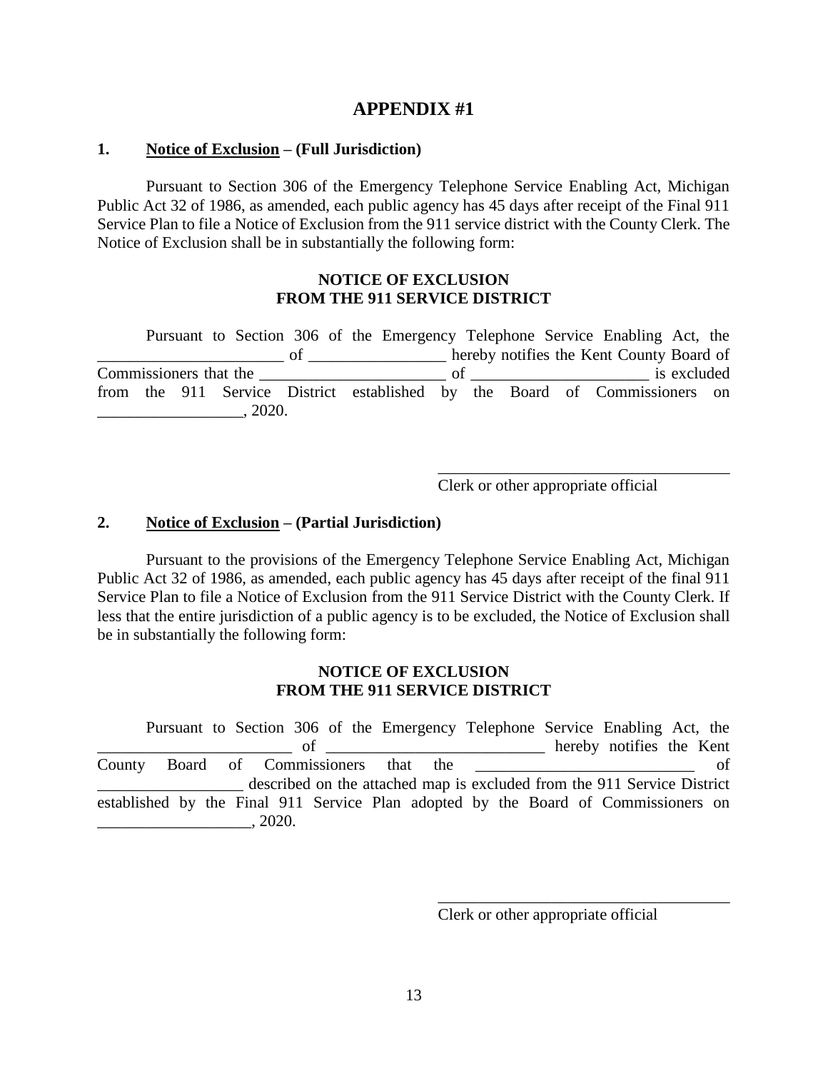# APPENDIX #1

**1. <u>Notice of Exclusion</u> – (Full Jurisdiction)**

Pursuant to Section 306 of the Emergency Telephone Service Enabling Act, Michigan Public Act 32 of 1986, as amended, each public agency has 45 days after receipt of the Final 911 Service Plan to file a Notice of Exclusion from the 911 service district with the County Clerk. The Notice of Exclusion shall be in substantially the following form:

**NOTICE OF EXCLUSION**
**FROM THE 911 SERVICE DISTRICT**

Pursuant to Section 306 of the Emergency Telephone Service Enabling Act, the _______________________ of _________________ hereby notifies the Kent County Board of Commissioners that the _______________________ of ______________________ is excluded from the 911 Service District established by the Board of Commissioners on __________________, 2020.

_____________________________________
Clerk or other appropriate official

**2. <u>Notice of Exclusion</u> – (Partial Jurisdiction)**

Pursuant to the provisions of the Emergency Telephone Service Enabling Act, Michigan Public Act 32 of 1986, as amended, each public agency has 45 days after receipt of the final 911 Service Plan to file a Notice of Exclusion from the 911 Service District with the County Clerk. If less that the entire jurisdiction of a public agency is to be excluded, the Notice of Exclusion shall be in substantially the following form:

**NOTICE OF EXCLUSION**
**FROM THE 911 SERVICE DISTRICT**

Pursuant to Section 306 of the Emergency Telephone Service Enabling Act, the ________________________ of ___________________________ hereby notifies the Kent County Board of Commissioners that the ___________________________ of __________________ described on the attached map is excluded from the 911 Service District established by the Final 911 Service Plan adopted by the Board of Commissioners on ___________________, 2020.

_____________________________________
Clerk or other appropriate official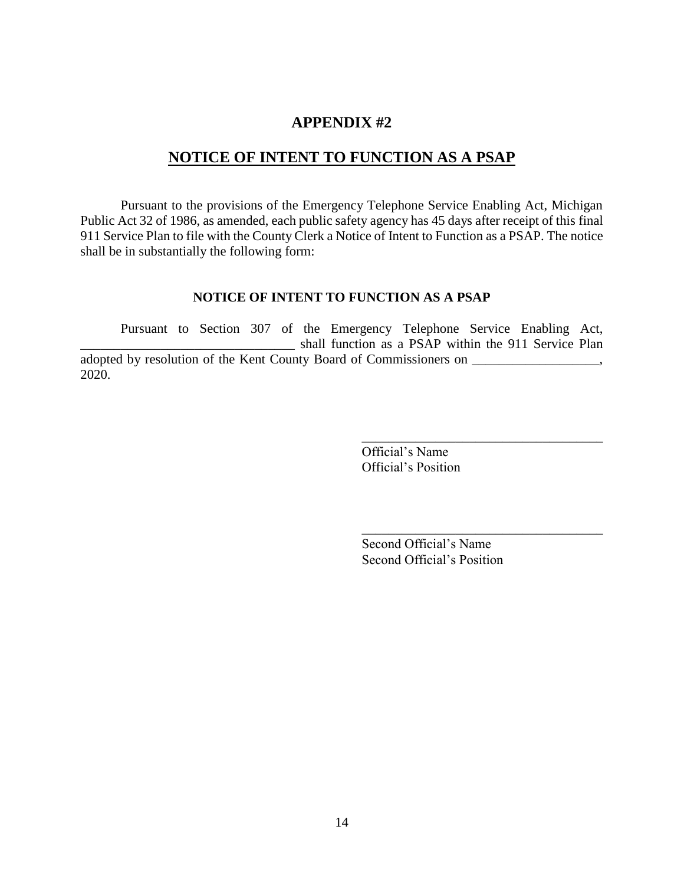# APPENDIX #2

## NOTICE OF INTENT TO FUNCTION AS A PSAP

Pursuant to the provisions of the Emergency Telephone Service Enabling Act, Michigan Public Act 32 of 1986, as amended, each public safety agency has 45 days after receipt of this final 911 Service Plan to file with the County Clerk a Notice of Intent to Function as a PSAP. The notice shall be in substantially the following form:

### NOTICE OF INTENT TO FUNCTION AS A PSAP

Pursuant to Section 307 of the Emergency Telephone Service Enabling Act, ________________________________ shall function as a PSAP within the 911 Service Plan adopted by resolution of the Kent County Board of Commissioners on ___________________, 2020.

_____________________________________
Official's Name
Official's Position

_____________________________________
Second Official's Name
Second Official's Position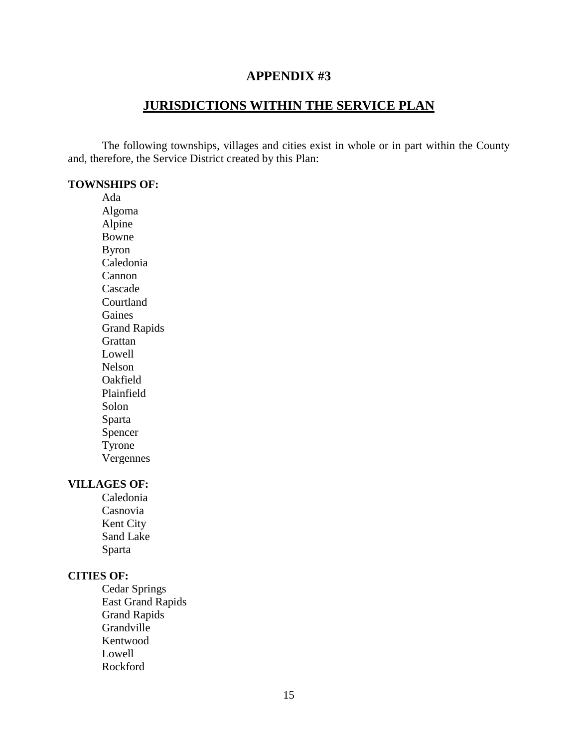# APPENDIX #3

## JURISDICTIONS WITHIN THE SERVICE PLAN

The following townships, villages and cities exist in whole or in part within the County and, therefore, the Service District created by this Plan:

**TOWNSHIPS OF:**

- Ada
- Algoma
- Alpine
- Bowne
- Byron
- Caledonia
- Cannon
- Cascade
- Courtland
- Gaines
- Grand Rapids
- Grattan
- Lowell
- Nelson
- Oakfield
- Plainfield
- Solon
- Sparta
- Spencer
- Tyrone
- Vergennes

**VILLAGES OF:**

- Caledonia
- Casnovia
- Kent City
- Sand Lake
- Sparta

**CITIES OF:**

- Cedar Springs
- East Grand Rapids
- Grand Rapids
- Grandville
- Kentwood
- Lowell
- Rockford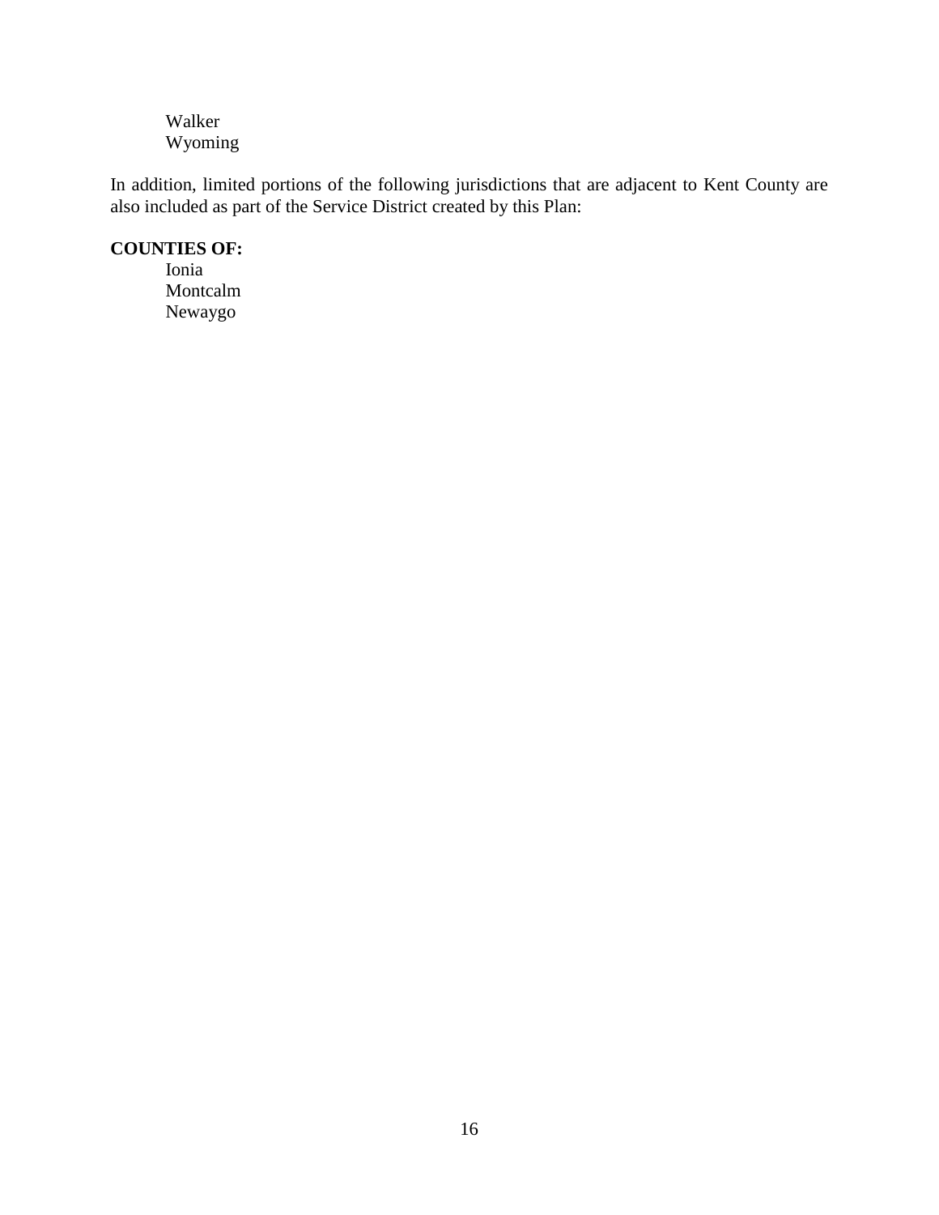Walker
Wyoming

In addition, limited portions of the following jurisdictions that are adjacent to Kent County are also included as part of the Service District created by this Plan:

**COUNTIES OF:**

Ionia
Montcalm
Newaygo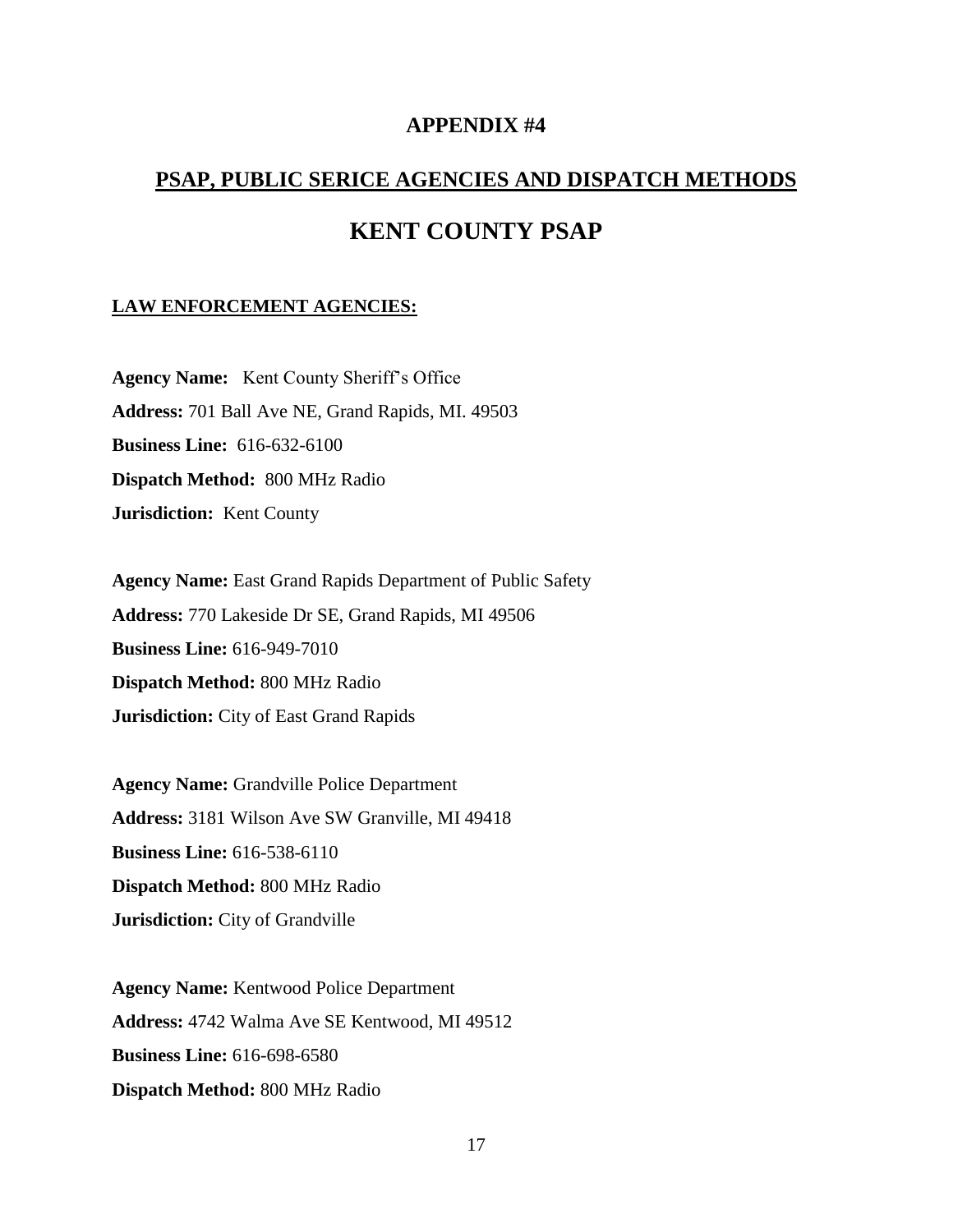# APPENDIX #4

## PSAP, PUBLIC SERICE AGENCIES AND DISPATCH METHODS

# KENT COUNTY PSAP

### LAW ENFORCEMENT AGENCIES:

**Agency Name:** Kent County Sheriff's Office
**Address:** 701 Ball Ave NE, Grand Rapids, MI. 49503
**Business Line:** 616-632-6100
**Dispatch Method:** 800 MHz Radio
**Jurisdiction:** Kent County

**Agency Name:** East Grand Rapids Department of Public Safety
**Address:** 770 Lakeside Dr SE, Grand Rapids, MI 49506
**Business Line:** 616-949-7010
**Dispatch Method:** 800 MHz Radio
**Jurisdiction:** City of East Grand Rapids

**Agency Name:** Grandville Police Department
**Address:** 3181 Wilson Ave SW Granville, MI 49418
**Business Line:** 616-538-6110
**Dispatch Method:** 800 MHz Radio
**Jurisdiction:** City of Grandville

**Agency Name:** Kentwood Police Department
**Address:** 4742 Walma Ave SE Kentwood, MI 49512
**Business Line:** 616-698-6580
**Dispatch Method:** 800 MHz Radio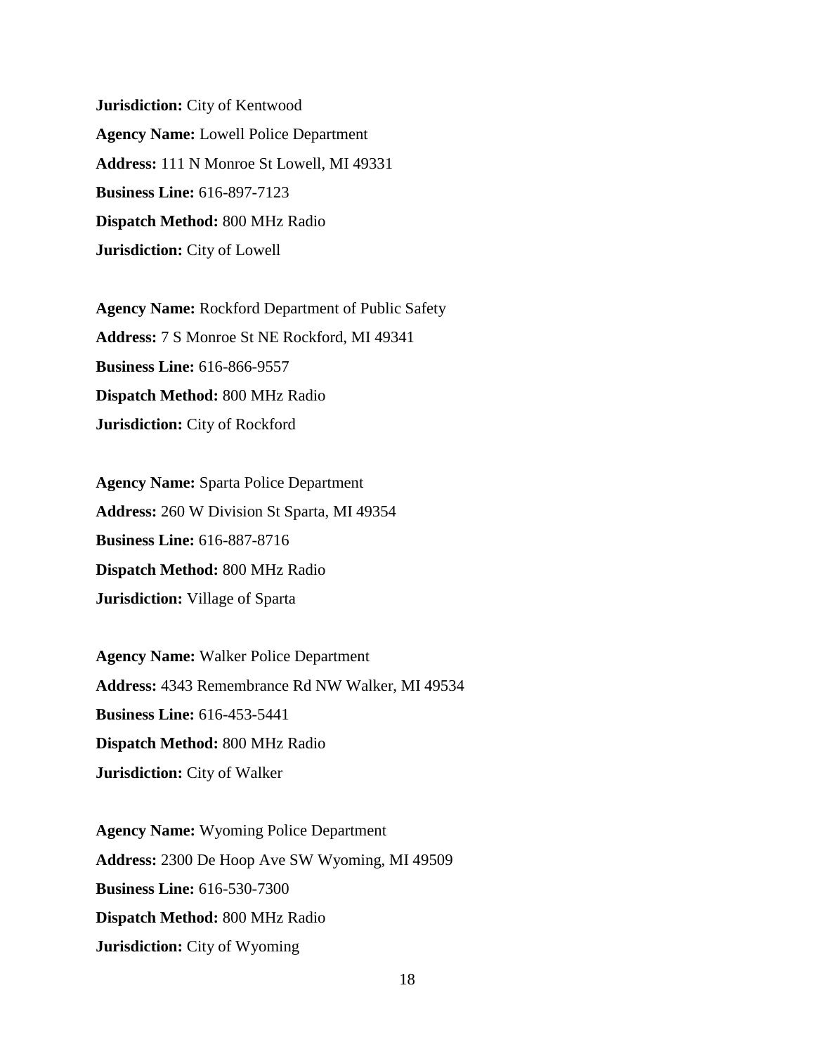**Jurisdiction:** City of Kentwood

**Agency Name:** Lowell Police Department

**Address:** 111 N Monroe St Lowell, MI 49331

**Business Line:** 616-897-7123

**Dispatch Method:** 800 MHz Radio

**Jurisdiction:** City of Lowell

**Agency Name:** Rockford Department of Public Safety

**Address:** 7 S Monroe St NE Rockford, MI 49341

**Business Line:** 616-866-9557

**Dispatch Method:** 800 MHz Radio

**Jurisdiction:** City of Rockford

**Agency Name:** Sparta Police Department

**Address:** 260 W Division St Sparta, MI 49354

**Business Line:** 616-887-8716

**Dispatch Method:** 800 MHz Radio

**Jurisdiction:** Village of Sparta

**Agency Name:** Walker Police Department

**Address:** 4343 Remembrance Rd NW Walker, MI 49534

**Business Line:** 616-453-5441

**Dispatch Method:** 800 MHz Radio

**Jurisdiction:** City of Walker

**Agency Name:** Wyoming Police Department

**Address:** 2300 De Hoop Ave SW Wyoming, MI 49509

**Business Line:** 616-530-7300

**Dispatch Method:** 800 MHz Radio

**Jurisdiction:** City of Wyoming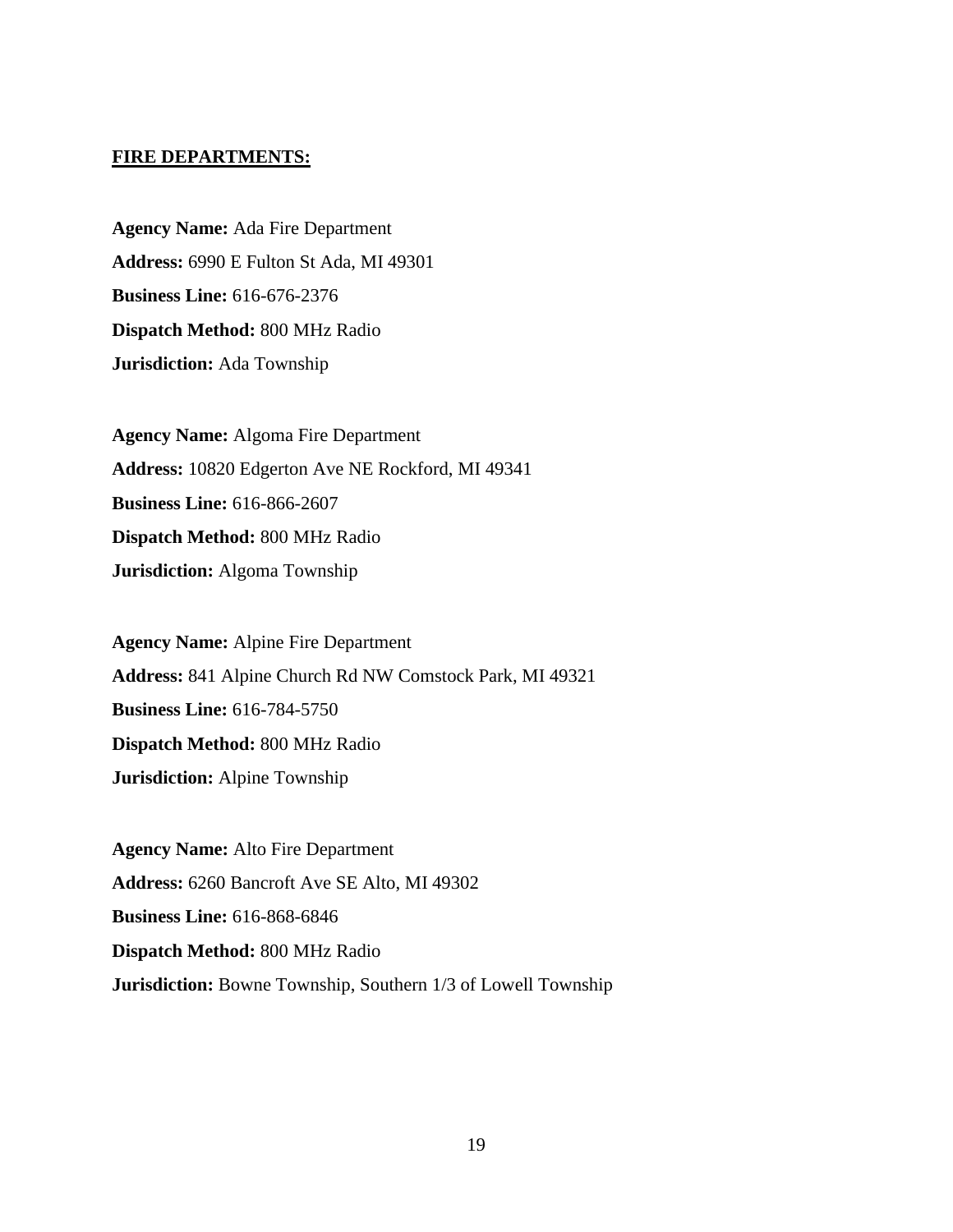**<u>FIRE DEPARTMENTS:</u>**

**Agency Name:** Ada Fire Department
**Address:** 6990 E Fulton St Ada, MI 49301
**Business Line:** 616-676-2376
**Dispatch Method:** 800 MHz Radio
**Jurisdiction:** Ada Township

**Agency Name:** Algoma Fire Department
**Address:** 10820 Edgerton Ave NE Rockford, MI 49341
**Business Line:** 616-866-2607
**Dispatch Method:** 800 MHz Radio
**Jurisdiction:** Algoma Township

**Agency Name:** Alpine Fire Department
**Address:** 841 Alpine Church Rd NW Comstock Park, MI 49321
**Business Line:** 616-784-5750
**Dispatch Method:** 800 MHz Radio
**Jurisdiction:** Alpine Township

**Agency Name:** Alto Fire Department
**Address:** 6260 Bancroft Ave SE Alto, MI 49302
**Business Line:** 616-868-6846
**Dispatch Method:** 800 MHz Radio
**Jurisdiction:** Bowne Township, Southern 1/3 of Lowell Township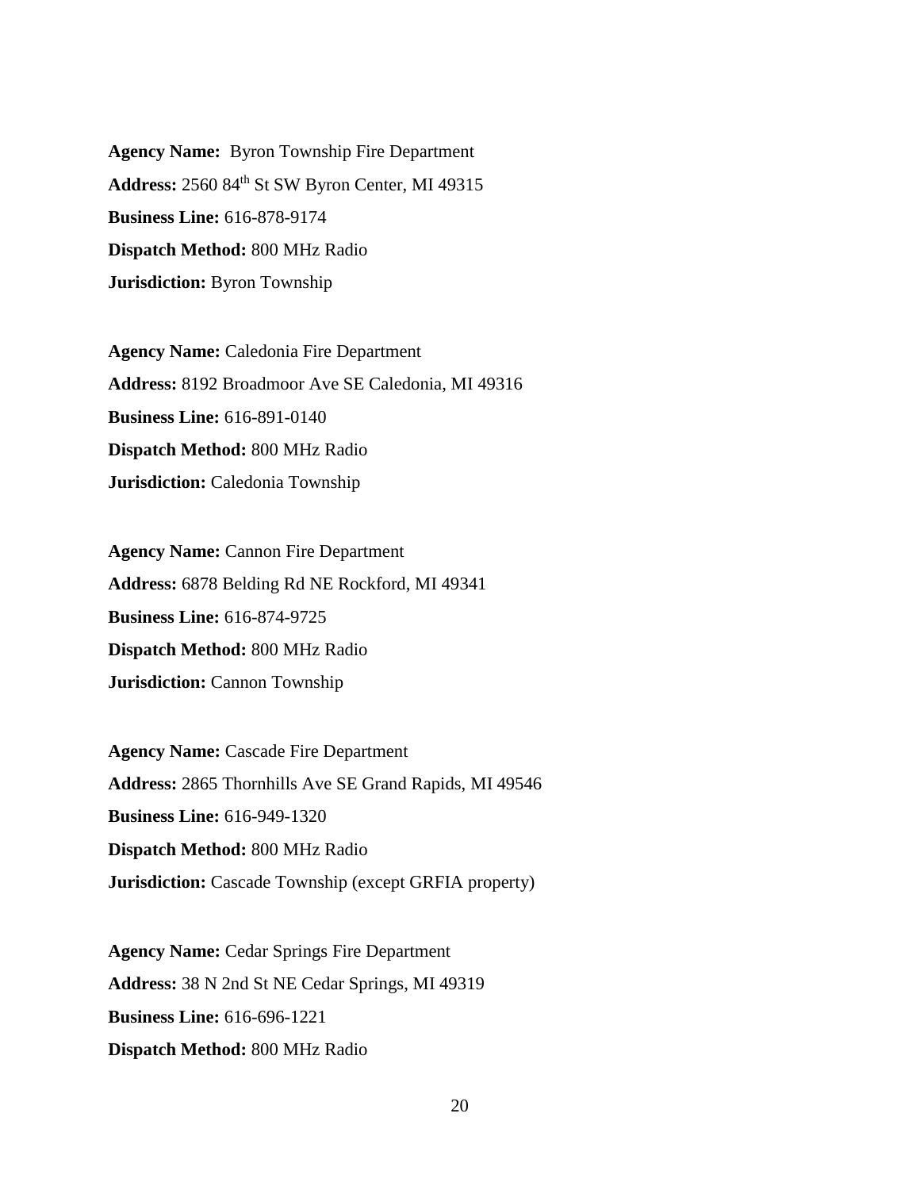**Agency Name:** Byron Township Fire Department

**Address:** 2560 84th St SW Byron Center, MI 49315

**Business Line:** 616-878-9174

**Dispatch Method:** 800 MHz Radio

**Jurisdiction:** Byron Township

**Agency Name:** Caledonia Fire Department

**Address:** 8192 Broadmoor Ave SE Caledonia, MI 49316

**Business Line:** 616-891-0140

**Dispatch Method:** 800 MHz Radio

**Jurisdiction:** Caledonia Township

**Agency Name:** Cannon Fire Department

**Address:** 6878 Belding Rd NE Rockford, MI 49341

**Business Line:** 616-874-9725

**Dispatch Method:** 800 MHz Radio

**Jurisdiction:** Cannon Township

**Agency Name:** Cascade Fire Department

**Address:** 2865 Thornhills Ave SE Grand Rapids, MI 49546

**Business Line:** 616-949-1320

**Dispatch Method:** 800 MHz Radio

**Jurisdiction:** Cascade Township (except GRFIA property)

**Agency Name:** Cedar Springs Fire Department

**Address:** 38 N 2nd St NE Cedar Springs, MI 49319

**Business Line:** 616-696-1221

**Dispatch Method:** 800 MHz Radio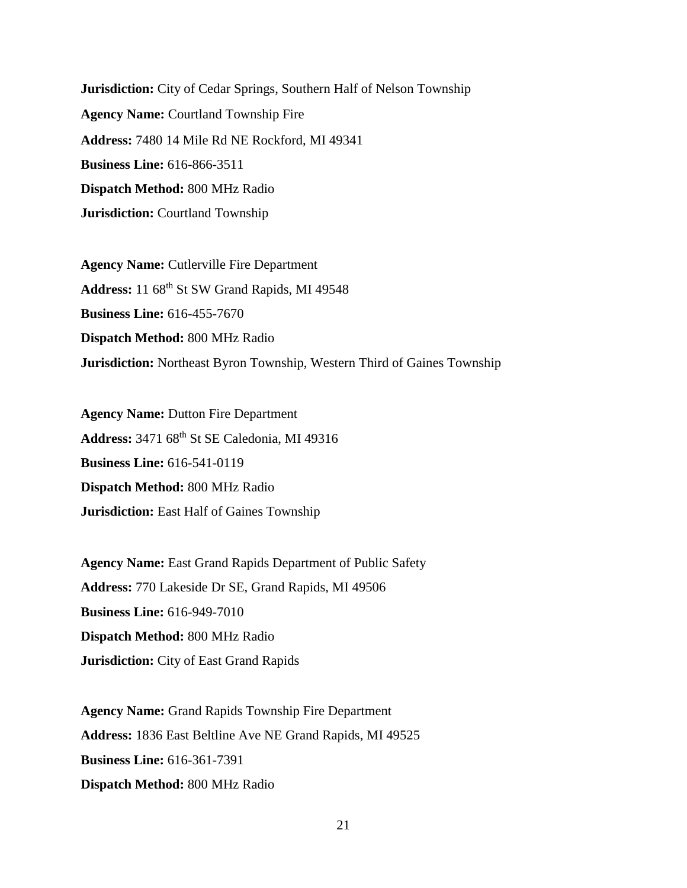**Jurisdiction:** City of Cedar Springs, Southern Half of Nelson Township

**Agency Name:** Courtland Township Fire

**Address:** 7480 14 Mile Rd NE Rockford, MI 49341

**Business Line:** 616-866-3511

**Dispatch Method:** 800 MHz Radio

**Jurisdiction:** Courtland Township

**Agency Name:** Cutlerville Fire Department

**Address:** 11 68th St SW Grand Rapids, MI 49548

**Business Line:** 616-455-7670

**Dispatch Method:** 800 MHz Radio

**Jurisdiction:** Northeast Byron Township, Western Third of Gaines Township

**Agency Name:** Dutton Fire Department

**Address:** 3471 68th St SE Caledonia, MI 49316

**Business Line:** 616-541-0119

**Dispatch Method:** 800 MHz Radio

**Jurisdiction:** East Half of Gaines Township

**Agency Name:** East Grand Rapids Department of Public Safety

**Address:** 770 Lakeside Dr SE, Grand Rapids, MI 49506

**Business Line:** 616-949-7010

**Dispatch Method:** 800 MHz Radio

**Jurisdiction:** City of East Grand Rapids

**Agency Name:** Grand Rapids Township Fire Department

**Address:** 1836 East Beltline Ave NE Grand Rapids, MI 49525

**Business Line:** 616-361-7391

**Dispatch Method:** 800 MHz Radio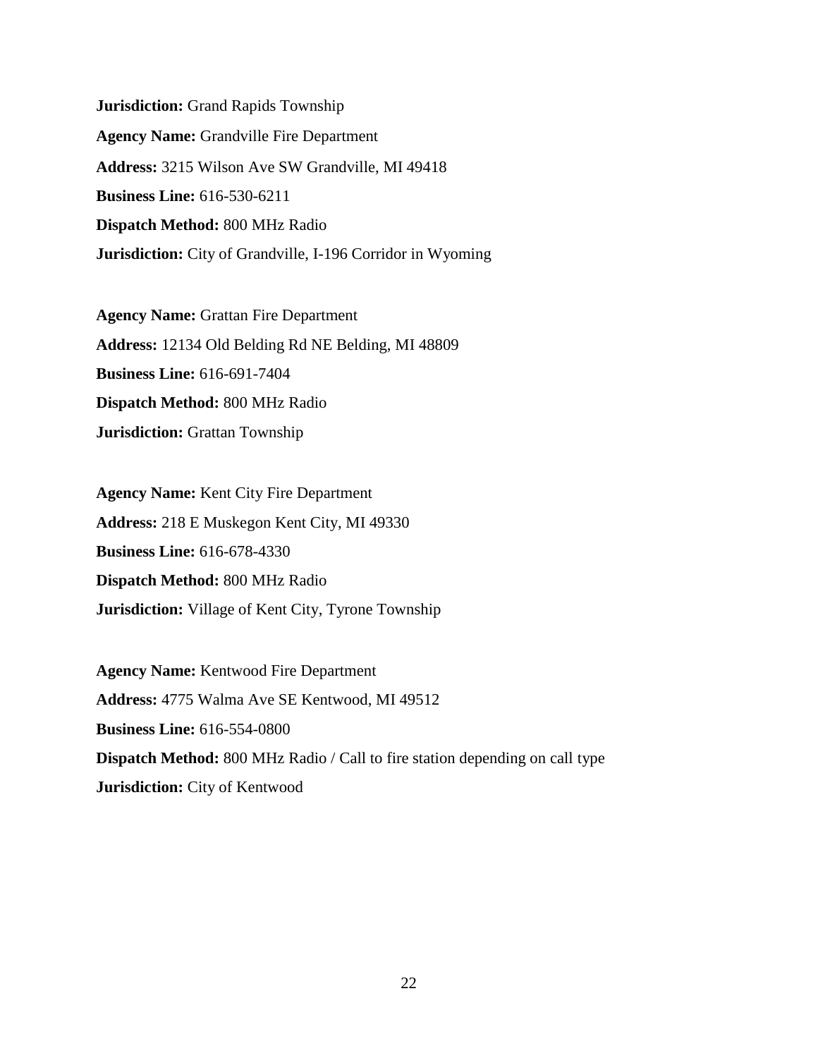**Jurisdiction:** Grand Rapids Township

**Agency Name:** Grandville Fire Department

**Address:** 3215 Wilson Ave SW Grandville, MI 49418

**Business Line:** 616-530-6211

**Dispatch Method:** 800 MHz Radio

**Jurisdiction:** City of Grandville, I-196 Corridor in Wyoming

**Agency Name:** Grattan Fire Department

**Address:** 12134 Old Belding Rd NE Belding, MI 48809

**Business Line:** 616-691-7404

**Dispatch Method:** 800 MHz Radio

**Jurisdiction:** Grattan Township

**Agency Name:** Kent City Fire Department

**Address:** 218 E Muskegon Kent City, MI 49330

**Business Line:** 616-678-4330

**Dispatch Method:** 800 MHz Radio

**Jurisdiction:** Village of Kent City, Tyrone Township

**Agency Name:** Kentwood Fire Department

**Address:** 4775 Walma Ave SE Kentwood, MI 49512

**Business Line:** 616-554-0800

**Dispatch Method:** 800 MHz Radio / Call to fire station depending on call type

**Jurisdiction:** City of Kentwood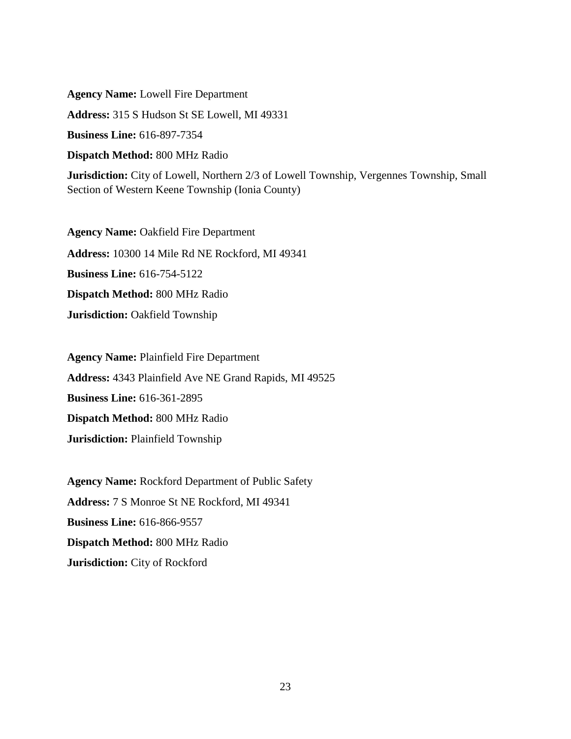**Agency Name:** Lowell Fire Department

**Address:** 315 S Hudson St SE Lowell, MI 49331

**Business Line:** 616-897-7354

**Dispatch Method:** 800 MHz Radio

**Jurisdiction:** City of Lowell, Northern 2/3 of Lowell Township, Vergennes Township, Small Section of Western Keene Township (Ionia County)

**Agency Name:** Oakfield Fire Department

**Address:** 10300 14 Mile Rd NE Rockford, MI 49341

**Business Line:** 616-754-5122

**Dispatch Method:** 800 MHz Radio

**Jurisdiction:** Oakfield Township

**Agency Name:** Plainfield Fire Department

**Address:** 4343 Plainfield Ave NE Grand Rapids, MI 49525

**Business Line:** 616-361-2895

**Dispatch Method:** 800 MHz Radio

**Jurisdiction:** Plainfield Township

**Agency Name:** Rockford Department of Public Safety

**Address:** 7 S Monroe St NE Rockford, MI 49341

**Business Line:** 616-866-9557

**Dispatch Method:** 800 MHz Radio

**Jurisdiction:** City of Rockford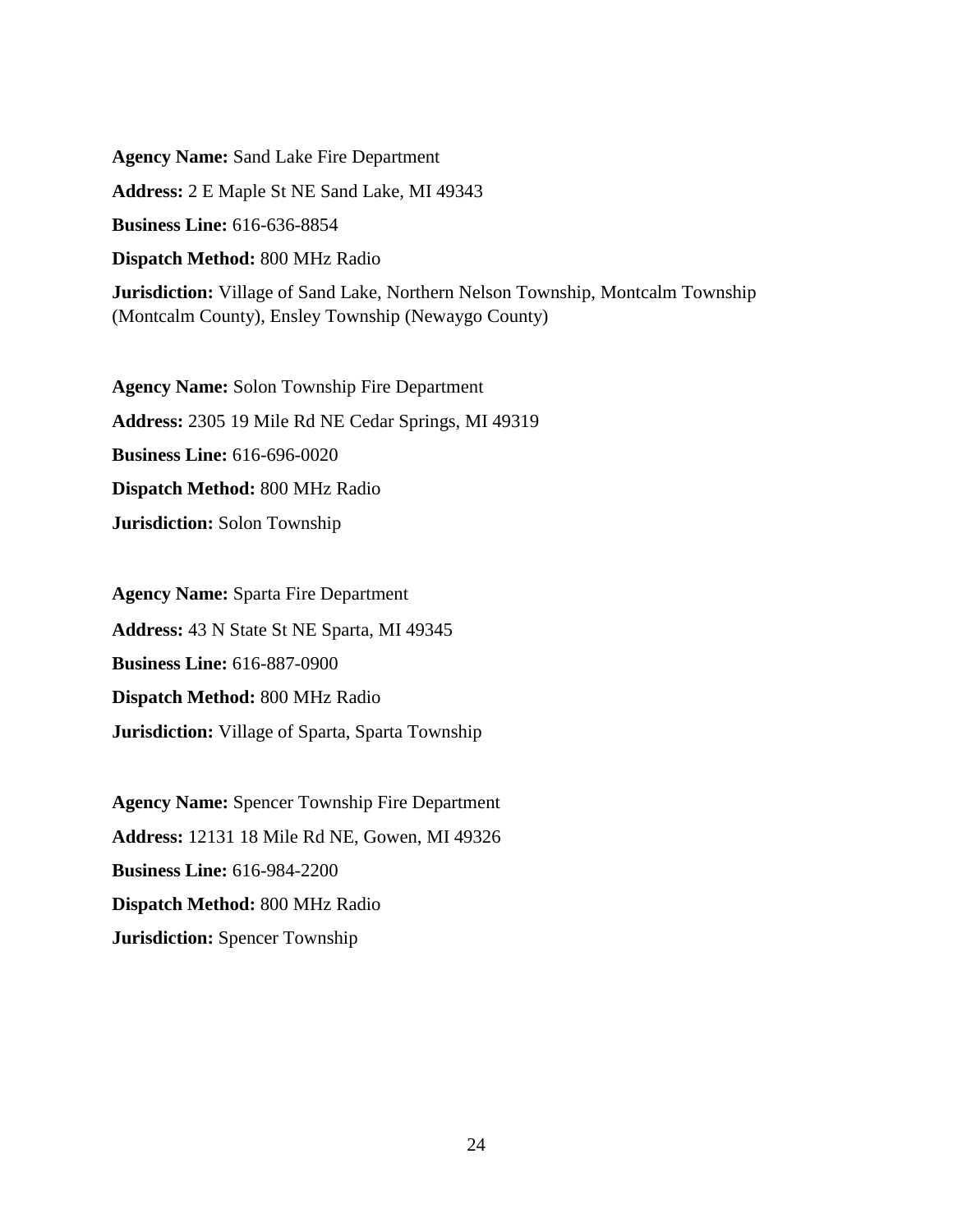**Agency Name:** Sand Lake Fire Department

**Address:** 2 E Maple St NE Sand Lake, MI 49343

**Business Line:** 616-636-8854

**Dispatch Method:** 800 MHz Radio

**Jurisdiction:** Village of Sand Lake, Northern Nelson Township, Montcalm Township (Montcalm County), Ensley Township (Newaygo County)

**Agency Name:** Solon Township Fire Department

**Address:** 2305 19 Mile Rd NE Cedar Springs, MI 49319

**Business Line:** 616-696-0020

**Dispatch Method:** 800 MHz Radio

**Jurisdiction:** Solon Township

**Agency Name:** Sparta Fire Department

**Address:** 43 N State St NE Sparta, MI 49345

**Business Line:** 616-887-0900

**Dispatch Method:** 800 MHz Radio

**Jurisdiction:** Village of Sparta, Sparta Township

**Agency Name:** Spencer Township Fire Department

**Address:** 12131 18 Mile Rd NE, Gowen, MI 49326

**Business Line:** 616-984-2200

**Dispatch Method:** 800 MHz Radio

**Jurisdiction:** Spencer Township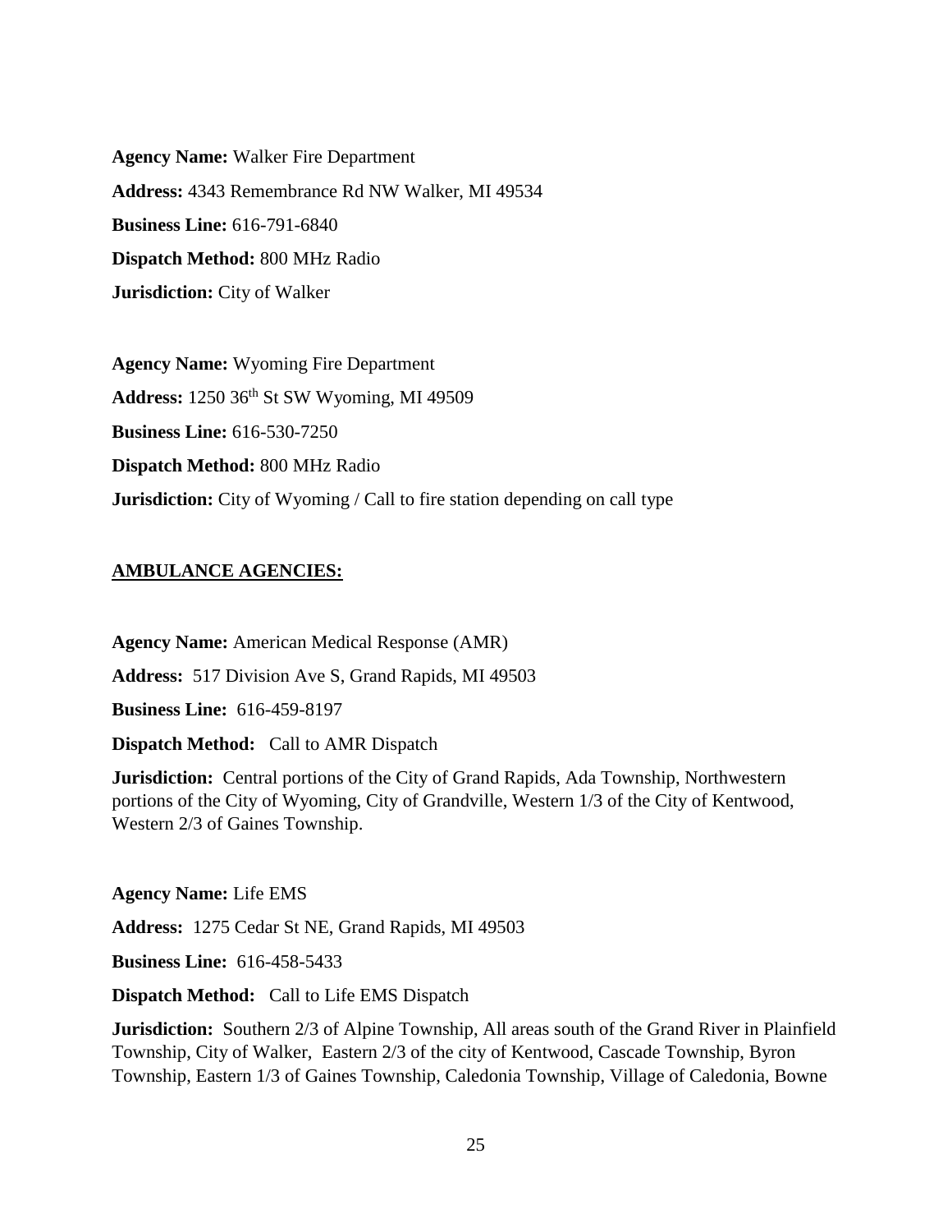**Agency Name:** Walker Fire Department

**Address:** 4343 Remembrance Rd NW Walker, MI 49534

**Business Line:** 616-791-6840

**Dispatch Method:** 800 MHz Radio

**Jurisdiction:** City of Walker

**Agency Name:** Wyoming Fire Department

**Address:** 1250 36th St SW Wyoming, MI 49509

**Business Line:** 616-530-7250

**Dispatch Method:** 800 MHz Radio

**Jurisdiction:** City of Wyoming / Call to fire station depending on call type

## <u>AMBULANCE AGENCIES:</u>

**Agency Name:** American Medical Response (AMR)

**Address:** 517 Division Ave S, Grand Rapids, MI 49503

**Business Line:** 616-459-8197

**Dispatch Method:** Call to AMR Dispatch

**Jurisdiction:** Central portions of the City of Grand Rapids, Ada Township, Northwestern portions of the City of Wyoming, City of Grandville, Western 1/3 of the City of Kentwood, Western 2/3 of Gaines Township.

**Agency Name:** Life EMS

**Address:** 1275 Cedar St NE, Grand Rapids, MI 49503

**Business Line:** 616-458-5433

**Dispatch Method:** Call to Life EMS Dispatch

**Jurisdiction:** Southern 2/3 of Alpine Township, All areas south of the Grand River in Plainfield Township, City of Walker, Eastern 2/3 of the city of Kentwood, Cascade Township, Byron Township, Eastern 1/3 of Gaines Township, Caledonia Township, Village of Caledonia, Bowne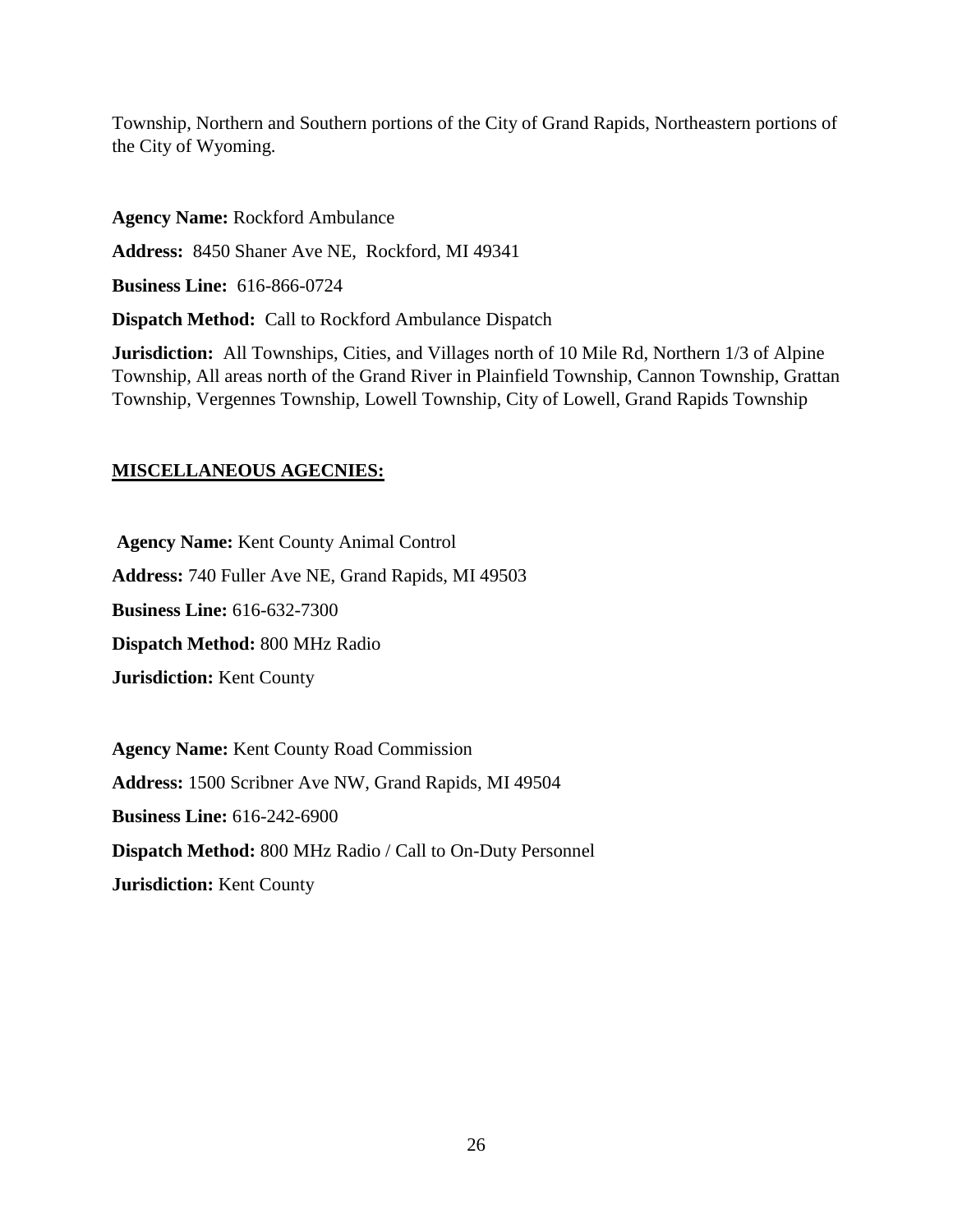Township, Northern and Southern portions of the City of Grand Rapids, Northeastern portions of the City of Wyoming.

**Agency Name:** Rockford Ambulance

**Address:** 8450 Shaner Ave NE, Rockford, MI 49341

**Business Line:** 616-866-0724

**Dispatch Method:** Call to Rockford Ambulance Dispatch

**Jurisdiction:** All Townships, Cities, and Villages north of 10 Mile Rd, Northern 1/3 of Alpine Township, All areas north of the Grand River in Plainfield Township, Cannon Township, Grattan Township, Vergennes Township, Lowell Township, City of Lowell, Grand Rapids Township

## MISCELLANEOUS AGECNIES:

**Agency Name:** Kent County Animal Control

**Address:** 740 Fuller Ave NE, Grand Rapids, MI 49503

**Business Line:** 616-632-7300

**Dispatch Method:** 800 MHz Radio

**Jurisdiction:** Kent County

**Agency Name:** Kent County Road Commission

**Address:** 1500 Scribner Ave NW, Grand Rapids, MI 49504

**Business Line:** 616-242-6900

**Dispatch Method:** 800 MHz Radio / Call to On-Duty Personnel

**Jurisdiction:** Kent County